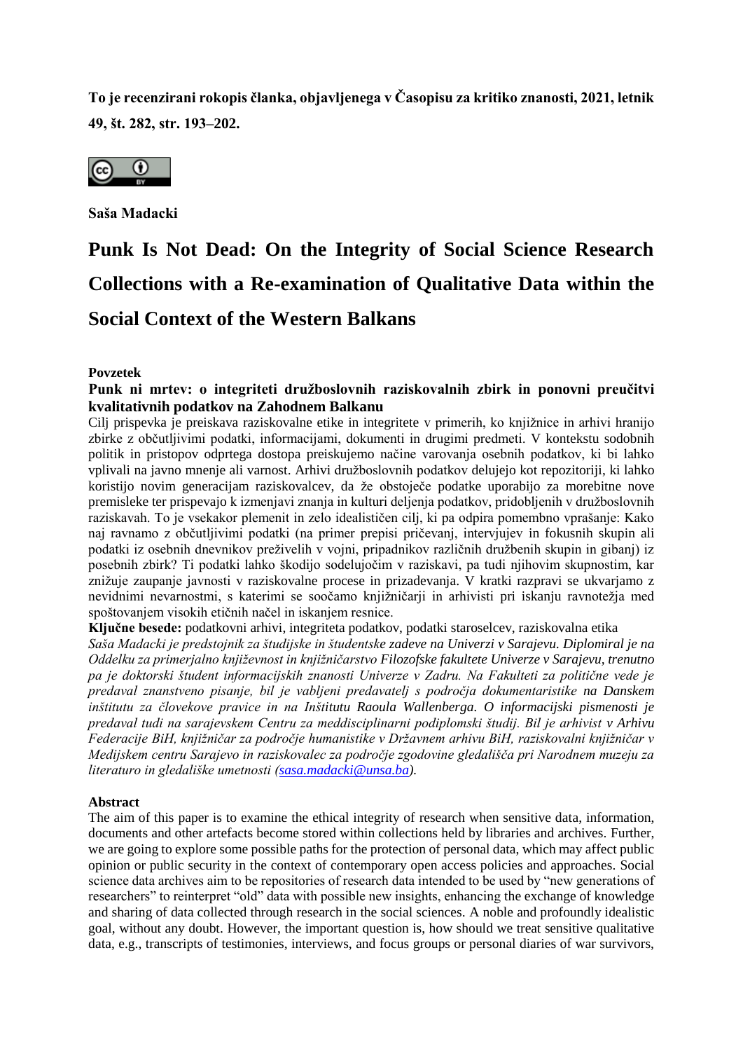**To je recenzirani rokopis članka, objavljenega v Časopisu za kritiko znanosti, 2021, letnik 49, št. 282, str. 193–202.**

**Saša Madacki**

# Punk Is Not Dead: On the Integrity of Social Science Research Collections with a Re-examination of Qualitative Data within the Social Context of the Western Balkans

**Povzetek**

**Punk ni mrtev: o integriteti družboslovnih raziskovalnih zbirk in ponovni preučitvi kvalitativnih podatkov na Zahodnem Balkanu**

Cilj prispevka je preiskava raziskovalne etike in integritete v primerih, ko knjižnice in arhivi hranijo zbirke z občutljivimi podatki, informacijami, dokumenti in drugimi predmeti. V kontekstu sodobnih politik in pristopov odprtega dostopa preiskujemo načine varovanja osebnih podatkov, ki bi lahko vplivali na javno mnenje ali varnost. Arhivi družboslovnih podatkov delujejo kot repozitoriji, ki lahko koristijo novim generacijam raziskovalcev, da že obstoječe podatke uporabijo za morebitne nove premisleke ter prispevajo k izmenjavi znanja in kulturi deljenja podatkov, pridobljenih v družboslovnih raziskavah. To je vsekakor plemenit in zelo idealističen cilj, ki pa odpira pomembno vprašanje: Kako naj ravnamo z občutljivimi podatki (na primer prepisi pričevanj, intervjujev in fokusnih skupin ali podatki iz osebnih dnevnikov preživelih v vojni, pripadnikov različnih družbenih skupin in gibanj) iz posebnih zbirk? Ti podatki lahko škodijo sodelujočim v raziskavi, pa tudi njihovim skupnostim, kar znižuje zaupanje javnosti v raziskovalne procese in prizadevanja. V kratki razpravi se ukvarjamo z nevidnimi nevarnostmi, s katerimi se soočamo knjižničarji in arhivisti pri iskanju ravnotežja med spoštovanjem visokih etičnih načel in iskanjem resnice.

**Ključne besede:** podatkovni arhivi, integriteta podatkov, podatki staroselcev, raziskovalna etika

*Saša Madacki je predstojnik za študijske in študentske zadeve na Univerzi v Sarajevu. Diplomiral je na Oddelku za primerjalno književnost in knjižničarstvo Filozofske fakultete Univerze v Sarajevu, trenutno pa je doktorski študent informacijskih znanosti Univerze v Zadru. Na Fakulteti za politične vede je predaval znanstveno pisanje, bil je vabljeni predavatelj s področja dokumentaristike na Danskem inštitutu za človekove pravice in na Inštitutu Raoula Wallenberga. O informacijski pismenosti je predaval tudi na sarajevskem Centru za meddisciplinarni podiplomski študij. Bil je arhivist v Arhivu Federacije BiH, knjižničar za področje humanistike v Državnem arhivu BiH, raziskovalni knjižničar v Medijskem centru Sarajevo in raziskovalec za področje zgodovine gledališča pri Narodnem muzeju za literaturo in gledališke umetnosti (sasa.madacki@unsa.ba).*

**Abstract**

The aim of this paper is to examine the ethical integrity of research when sensitive data, information, documents and other artefacts become stored within collections held by libraries and archives. Further, we are going to explore some possible paths for the protection of personal data, which may affect public opinion or public security in the context of contemporary open access policies and approaches. Social science data archives aim to be repositories of research data intended to be used by "new generations of researchers" to reinterpret "old" data with possible new insights, enhancing the exchange of knowledge and sharing of data collected through research in the social sciences. A noble and profoundly idealistic goal, without any doubt. However, the important question is, how should we treat sensitive qualitative data, e.g., transcripts of testimonies, interviews, and focus groups or personal diaries of war survivors,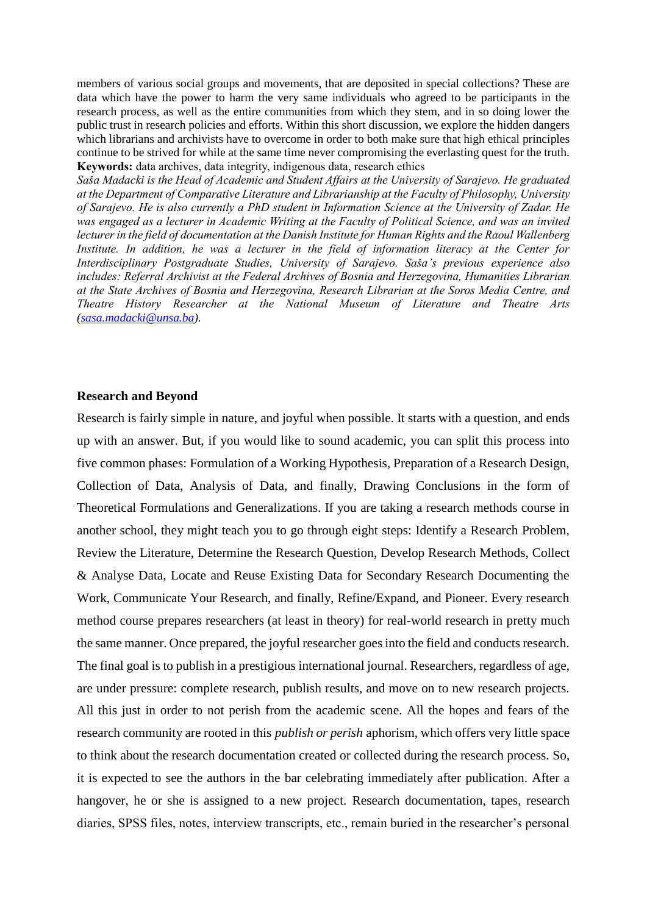members of various social groups and movements, that are deposited in special collections? These are data which have the power to harm the very same individuals who agreed to be participants in the research process, as well as the entire communities from which they stem, and in so doing lower the public trust in research policies and efforts. Within this short discussion, we explore the hidden dangers which librarians and archivists have to overcome in order to both make sure that high ethical principles continue to be strived for while at the same time never compromising the everlasting quest for the truth.

**Keywords:** data archives, data integrity, indigenous data, research ethics

*Saša Madacki is the Head of Academic and Student Affairs at the University of Sarajevo. He graduated at the Department of Comparative Literature and Librarianship at the Faculty of Philosophy, University of Sarajevo. He is also currently a PhD student in Information Science at the University of Zadar. He was engaged as a lecturer in Academic Writing at the Faculty of Political Science, and was an invited lecturer in the field of documentation at the Danish Institute for Human Rights and the Raoul Wallenberg Institute. In addition, he was a lecturer in the field of information literacy at the Center for Interdisciplinary Postgraduate Studies, University of Sarajevo. Saša's previous experience also includes: Referral Archivist at the Federal Archives of Bosnia and Herzegovina, Humanities Librarian at the State Archives of Bosnia and Herzegovina, Research Librarian at the Soros Media Centre, and Theatre History Researcher at the National Museum of Literature and Theatre Arts (sasa.madacki@unsa.ba).*

## Research and Beyond

Research is fairly simple in nature, and joyful when possible. It starts with a question, and ends up with an answer. But, if you would like to sound academic, you can split this process into five common phases: Formulation of a Working Hypothesis, Preparation of a Research Design, Collection of Data, Analysis of Data, and finally, Drawing Conclusions in the form of Theoretical Formulations and Generalizations. If you are taking a research methods course in another school, they might teach you to go through eight steps: Identify a Research Problem, Review the Literature, Determine the Research Question, Develop Research Methods, Collect & Analyse Data, Locate and Reuse Existing Data for Secondary Research Documenting the Work, Communicate Your Research, and finally, Refine/Expand, and Pioneer. Every research method course prepares researchers (at least in theory) for real-world research in pretty much the same manner. Once prepared, the joyful researcher goes into the field and conducts research. The final goal is to publish in a prestigious international journal. Researchers, regardless of age, are under pressure: complete research, publish results, and move on to new research projects. All this just in order to not perish from the academic scene. All the hopes and fears of the research community are rooted in this *publish or perish* aphorism, which offers very little space to think about the research documentation created or collected during the research process. So, it is expected to see the authors in the bar celebrating immediately after publication. After a hangover, he or she is assigned to a new project. Research documentation, tapes, research diaries, SPSS files, notes, interview transcripts, etc., remain buried in the researcher's personal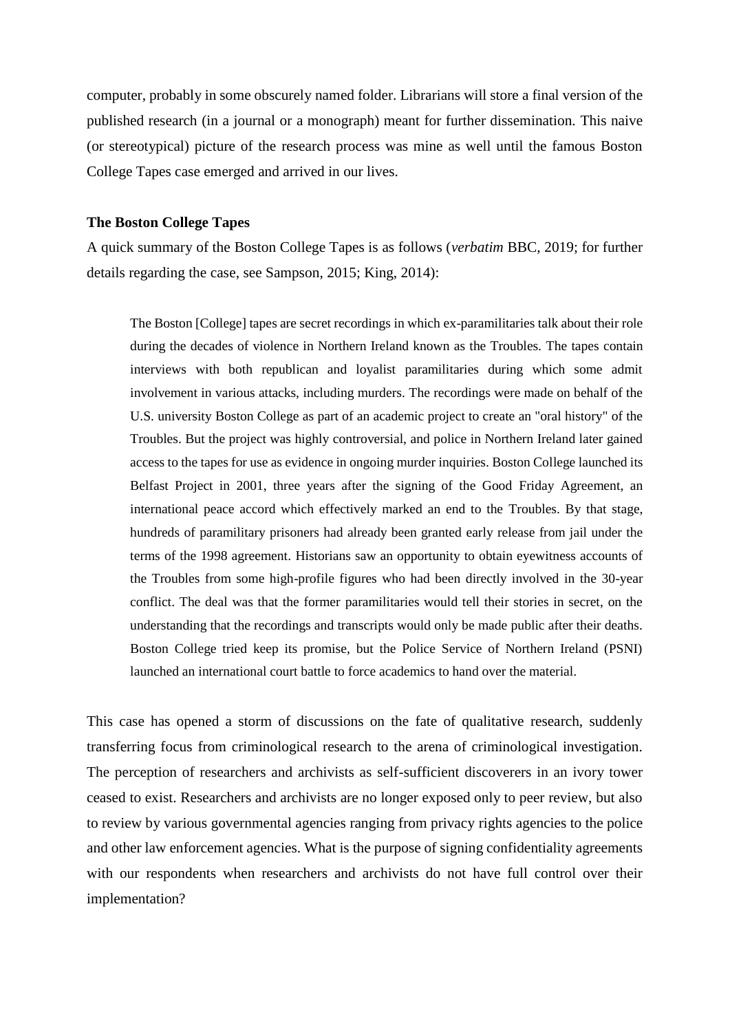computer, probably in some obscurely named folder. Librarians will store a final version of the published research (in a journal or a monograph) meant for further dissemination. This naive (or stereotypical) picture of the research process was mine as well until the famous Boston College Tapes case emerged and arrived in our lives.

**The Boston College Tapes**

A quick summary of the Boston College Tapes is as follows (*verbatim* BBC, 2019; for further details regarding the case, see Sampson, 2015; King, 2014):

> The Boston [College] tapes are secret recordings in which ex-paramilitaries talk about their role during the decades of violence in Northern Ireland known as the Troubles. The tapes contain interviews with both republican and loyalist paramilitaries during which some admit involvement in various attacks, including murders. The recordings were made on behalf of the U.S. university Boston College as part of an academic project to create an "oral history" of the Troubles. But the project was highly controversial, and police in Northern Ireland later gained access to the tapes for use as evidence in ongoing murder inquiries. Boston College launched its Belfast Project in 2001, three years after the signing of the Good Friday Agreement, an international peace accord which effectively marked an end to the Troubles. By that stage, hundreds of paramilitary prisoners had already been granted early release from jail under the terms of the 1998 agreement. Historians saw an opportunity to obtain eyewitness accounts of the Troubles from some high-profile figures who had been directly involved in the 30-year conflict. The deal was that the former paramilitaries would tell their stories in secret, on the understanding that the recordings and transcripts would only be made public after their deaths. Boston College tried keep its promise, but the Police Service of Northern Ireland (PSNI) launched an international court battle to force academics to hand over the material.

This case has opened a storm of discussions on the fate of qualitative research, suddenly transferring focus from criminological research to the arena of criminological investigation. The perception of researchers and archivists as self-sufficient discoverers in an ivory tower ceased to exist. Researchers and archivists are no longer exposed only to peer review, but also to review by various governmental agencies ranging from privacy rights agencies to the police and other law enforcement agencies. What is the purpose of signing confidentiality agreements with our respondents when researchers and archivists do not have full control over their implementation?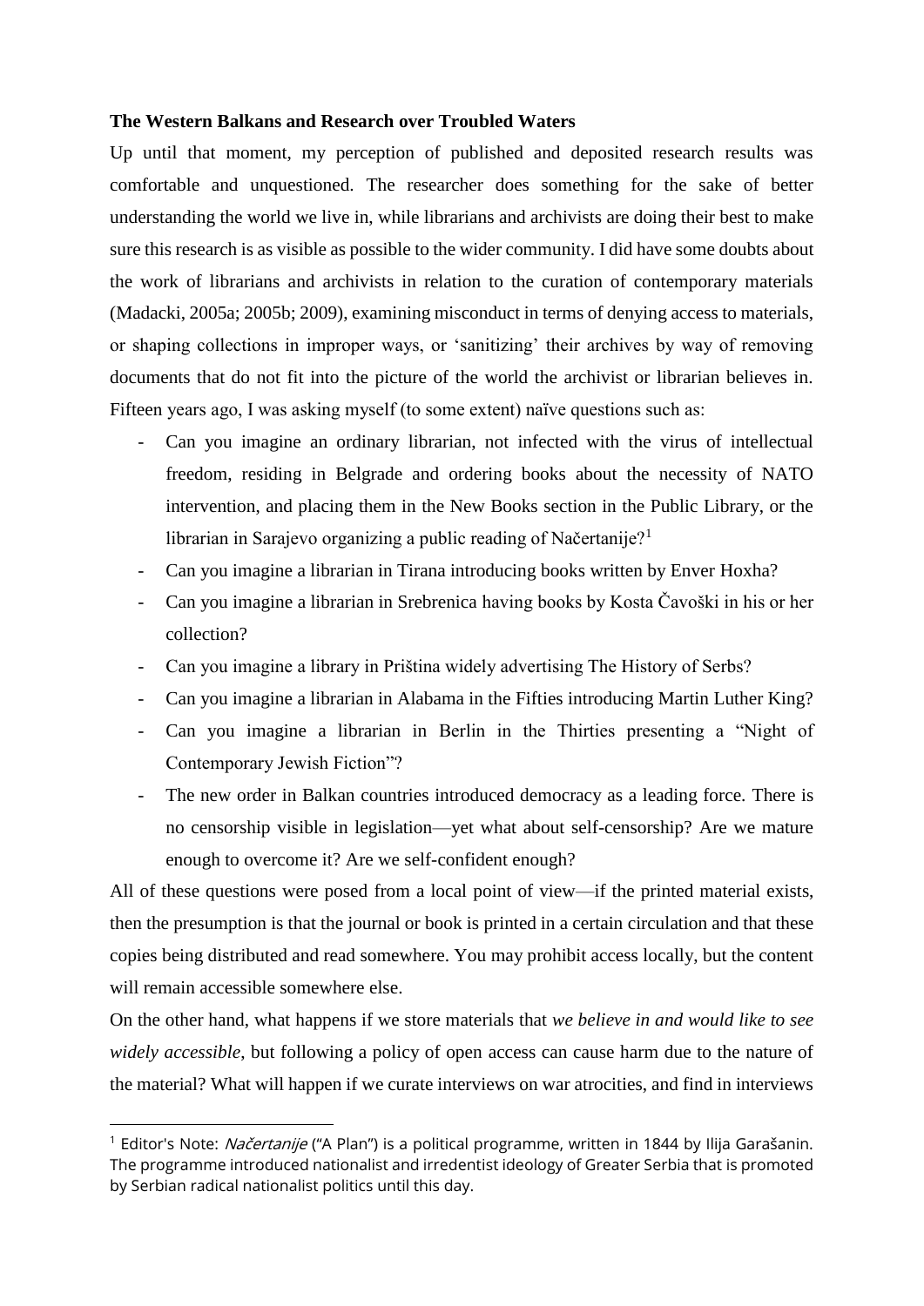**The Western Balkans and Research over Troubled Waters**

Up until that moment, my perception of published and deposited research results was comfortable and unquestioned. The researcher does something for the sake of better understanding the world we live in, while librarians and archivists are doing their best to make sure this research is as visible as possible to the wider community. I did have some doubts about the work of librarians and archivists in relation to the curation of contemporary materials (Madacki, 2005a; 2005b; 2009), examining misconduct in terms of denying access to materials, or shaping collections in improper ways, or 'sanitizing' their archives by way of removing documents that do not fit into the picture of the world the archivist or librarian believes in. Fifteen years ago, I was asking myself (to some extent) naïve questions such as:

- Can you imagine an ordinary librarian, not infected with the virus of intellectual freedom, residing in Belgrade and ordering books about the necessity of NATO intervention, and placing them in the New Books section in the Public Library, or the librarian in Sarajevo organizing a public reading of Načertanije?[1]
- Can you imagine a librarian in Tirana introducing books written by Enver Hoxha?
- Can you imagine a librarian in Srebrenica having books by Kosta Čavoški in his or her collection?
- Can you imagine a library in Priština widely advertising The History of Serbs?
- Can you imagine a librarian in Alabama in the Fifties introducing Martin Luther King?
- Can you imagine a librarian in Berlin in the Thirties presenting a "Night of Contemporary Jewish Fiction"?
- The new order in Balkan countries introduced democracy as a leading force. There is no censorship visible in legislation—yet what about self-censorship? Are we mature enough to overcome it? Are we self-confident enough?

All of these questions were posed from a local point of view—if the printed material exists, then the presumption is that the journal or book is printed in a certain circulation and that these copies being distributed and read somewhere. You may prohibit access locally, but the content will remain accessible somewhere else.

On the other hand, what happens if we store materials that *we believe in and would like to see widely accessible*, but following a policy of open access can cause harm due to the nature of the material? What will happen if we curate interviews on war atrocities, and find in interviews

[1] Editor's Note: *Načertanije* ("A Plan") is a political programme, written in 1844 by Ilija Garašanin. The programme introduced nationalist and irredentist ideology of Greater Serbia that is promoted by Serbian radical nationalist politics until this day.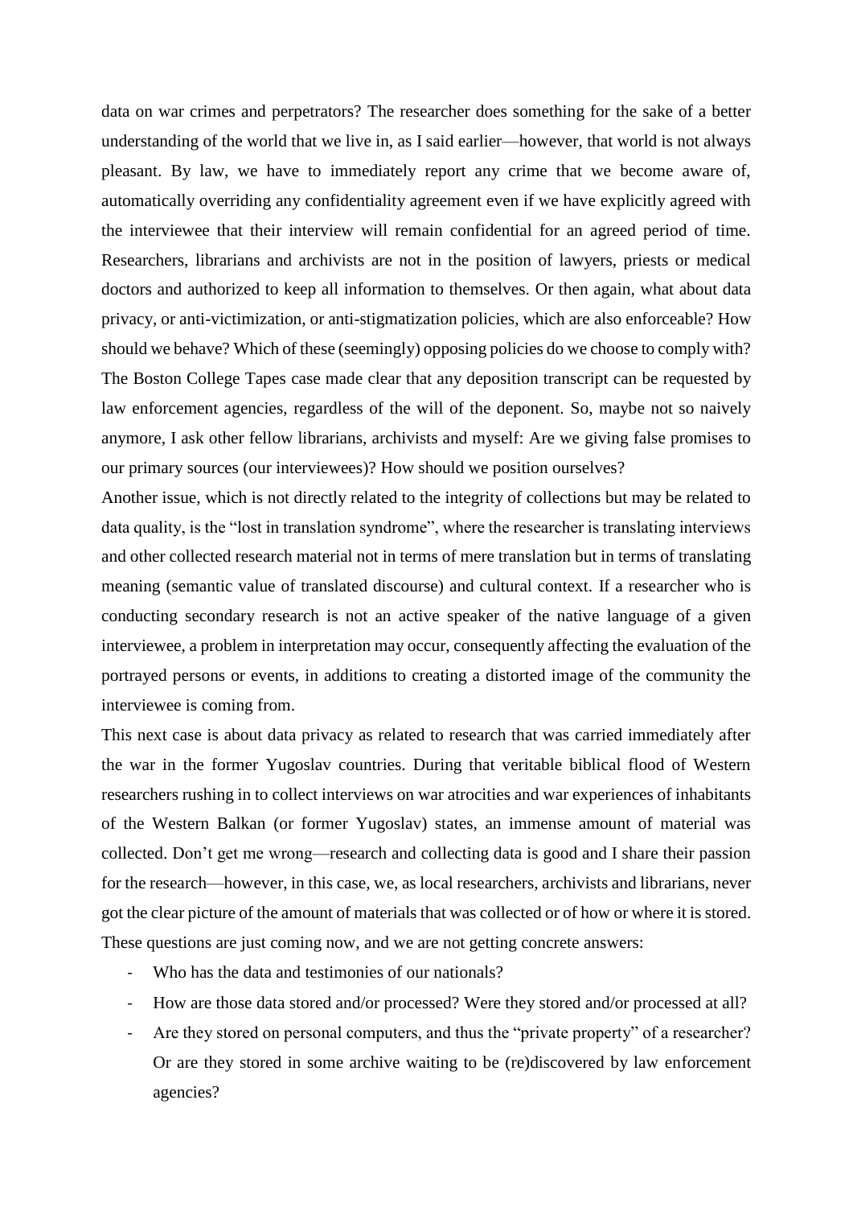data on war crimes and perpetrators? The researcher does something for the sake of a better understanding of the world that we live in, as I said earlier—however, that world is not always pleasant. By law, we have to immediately report any crime that we become aware of, automatically overriding any confidentiality agreement even if we have explicitly agreed with the interviewee that their interview will remain confidential for an agreed period of time. Researchers, librarians and archivists are not in the position of lawyers, priests or medical doctors and authorized to keep all information to themselves. Or then again, what about data privacy, or anti-victimization, or anti-stigmatization policies, which are also enforceable? How should we behave? Which of these (seemingly) opposing policies do we choose to comply with? The Boston College Tapes case made clear that any deposition transcript can be requested by law enforcement agencies, regardless of the will of the deponent. So, maybe not so naively anymore, I ask other fellow librarians, archivists and myself: Are we giving false promises to our primary sources (our interviewees)? How should we position ourselves?

Another issue, which is not directly related to the integrity of collections but may be related to data quality, is the "lost in translation syndrome", where the researcher is translating interviews and other collected research material not in terms of mere translation but in terms of translating meaning (semantic value of translated discourse) and cultural context. If a researcher who is conducting secondary research is not an active speaker of the native language of a given interviewee, a problem in interpretation may occur, consequently affecting the evaluation of the portrayed persons or events, in additions to creating a distorted image of the community the interviewee is coming from.

This next case is about data privacy as related to research that was carried immediately after the war in the former Yugoslav countries. During that veritable biblical flood of Western researchers rushing in to collect interviews on war atrocities and war experiences of inhabitants of the Western Balkan (or former Yugoslav) states, an immense amount of material was collected. Don't get me wrong—research and collecting data is good and I share their passion for the research—however, in this case, we, as local researchers, archivists and librarians, never got the clear picture of the amount of materials that was collected or of how or where it is stored. These questions are just coming now, and we are not getting concrete answers:

- Who has the data and testimonies of our nationals?
- How are those data stored and/or processed? Were they stored and/or processed at all?
- Are they stored on personal computers, and thus the "private property" of a researcher? Or are they stored in some archive waiting to be (re)discovered by law enforcement agencies?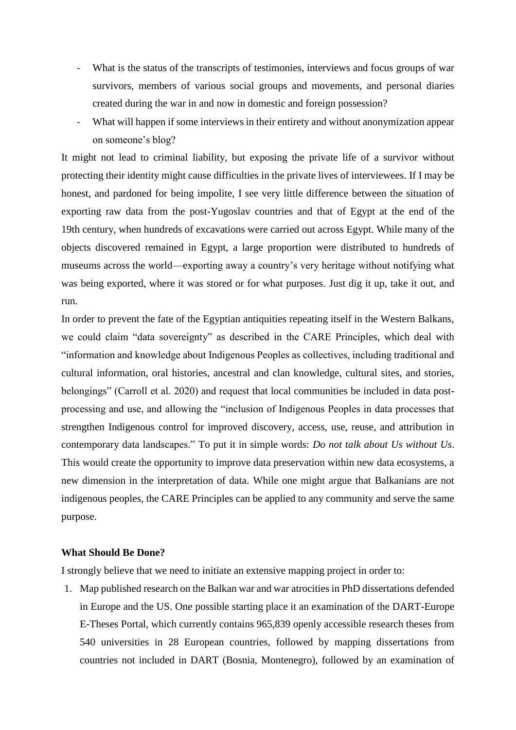- What is the status of the transcripts of testimonies, interviews and focus groups of war survivors, members of various social groups and movements, and personal diaries created during the war in and now in domestic and foreign possession?
- What will happen if some interviews in their entirety and without anonymization appear on someone's blog?

It might not lead to criminal liability, but exposing the private life of a survivor without protecting their identity might cause difficulties in the private lives of interviewees. If I may be honest, and pardoned for being impolite, I see very little difference between the situation of exporting raw data from the post-Yugoslav countries and that of Egypt at the end of the 19th century, when hundreds of excavations were carried out across Egypt. While many of the objects discovered remained in Egypt, a large proportion were distributed to hundreds of museums across the world—exporting away a country's very heritage without notifying what was being exported, where it was stored or for what purposes. Just dig it up, take it out, and run.

In order to prevent the fate of the Egyptian antiquities repeating itself in the Western Balkans, we could claim "data sovereignty" as described in the CARE Principles, which deal with "information and knowledge about Indigenous Peoples as collectives, including traditional and cultural information, oral histories, ancestral and clan knowledge, cultural sites, and stories, belongings" (Carroll et al. 2020) and request that local communities be included in data post-processing and use, and allowing the "inclusion of Indigenous Peoples in data processes that strengthen Indigenous control for improved discovery, access, use, reuse, and attribution in contemporary data landscapes." To put it in simple words: *Do not talk about Us without Us*. This would create the opportunity to improve data preservation within new data ecosystems, a new dimension in the interpretation of data. While one might argue that Balkanians are not indigenous peoples, the CARE Principles can be applied to any community and serve the same purpose.

## What Should Be Done?

I strongly believe that we need to initiate an extensive mapping project in order to:

1. Map published research on the Balkan war and war atrocities in PhD dissertations defended in Europe and the US. One possible starting place it an examination of the DART-Europe E-Theses Portal, which currently contains 965,839 openly accessible research theses from 540 universities in 28 European countries, followed by mapping dissertations from countries not included in DART (Bosnia, Montenegro), followed by an examination of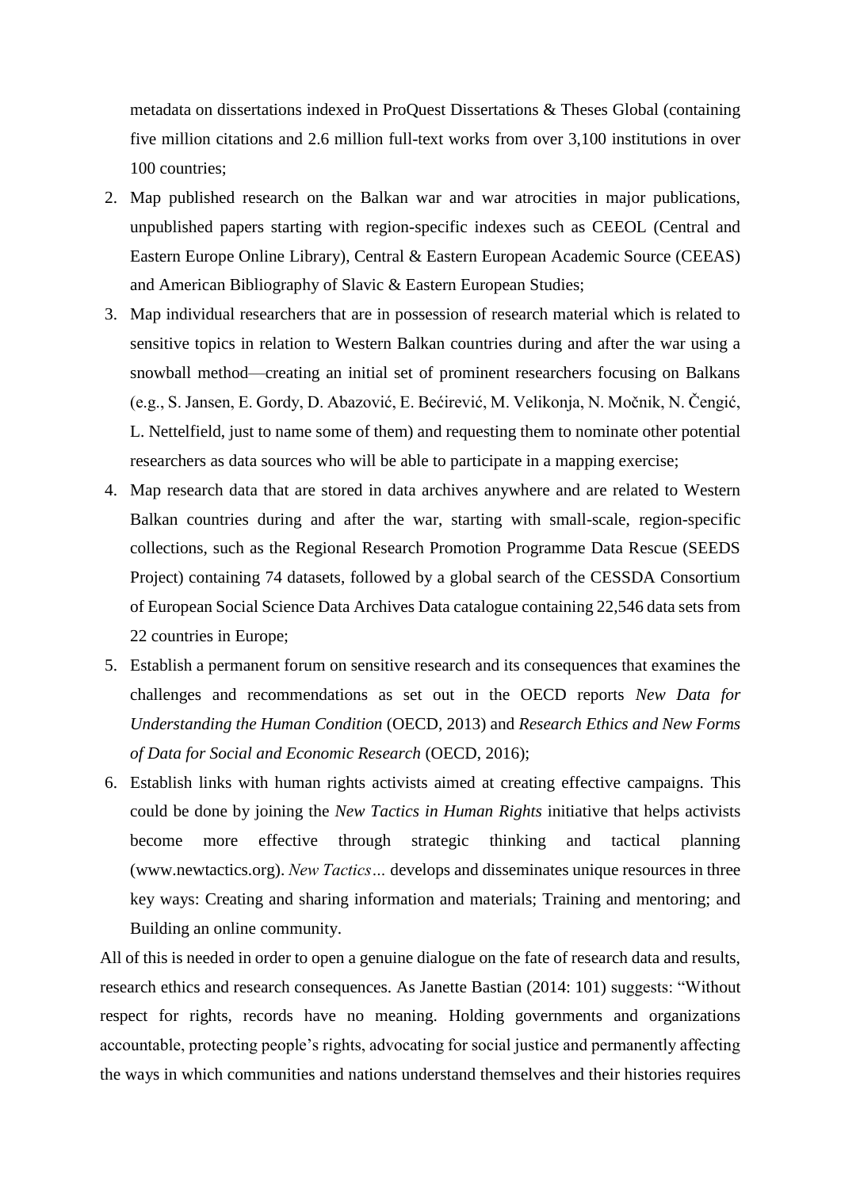metadata on dissertations indexed in ProQuest Dissertations & Theses Global (containing five million citations and 2.6 million full-text works from over 3,100 institutions in over 100 countries;

2. Map published research on the Balkan war and war atrocities in major publications, unpublished papers starting with region-specific indexes such as CEEOL (Central and Eastern Europe Online Library), Central & Eastern European Academic Source (CEEAS) and American Bibliography of Slavic & Eastern European Studies;
3. Map individual researchers that are in possession of research material which is related to sensitive topics in relation to Western Balkan countries during and after the war using a snowball method—creating an initial set of prominent researchers focusing on Balkans (e.g., S. Jansen, E. Gordy, D. Abazović, E. Bećirević, M. Velikonja, N. Močnik, N. Čengić, L. Nettelfield, just to name some of them) and requesting them to nominate other potential researchers as data sources who will be able to participate in a mapping exercise;
4. Map research data that are stored in data archives anywhere and are related to Western Balkan countries during and after the war, starting with small-scale, region-specific collections, such as the Regional Research Promotion Programme Data Rescue (SEEDS Project) containing 74 datasets, followed by a global search of the CESSDA Consortium of European Social Science Data Archives Data catalogue containing 22,546 data sets from 22 countries in Europe;
5. Establish a permanent forum on sensitive research and its consequences that examines the challenges and recommendations as set out in the OECD reports *New Data for Understanding the Human Condition* (OECD, 2013) and *Research Ethics and New Forms of Data for Social and Economic Research* (OECD, 2016);
6. Establish links with human rights activists aimed at creating effective campaigns. This could be done by joining the *New Tactics in Human Rights* initiative that helps activists become more effective through strategic thinking and tactical planning (www.newtactics.org). *New Tactics…* develops and disseminates unique resources in three key ways: Creating and sharing information and materials; Training and mentoring; and Building an online community.

All of this is needed in order to open a genuine dialogue on the fate of research data and results, research ethics and research consequences. As Janette Bastian (2014: 101) suggests: "Without respect for rights, records have no meaning. Holding governments and organizations accountable, protecting people's rights, advocating for social justice and permanently affecting the ways in which communities and nations understand themselves and their histories requires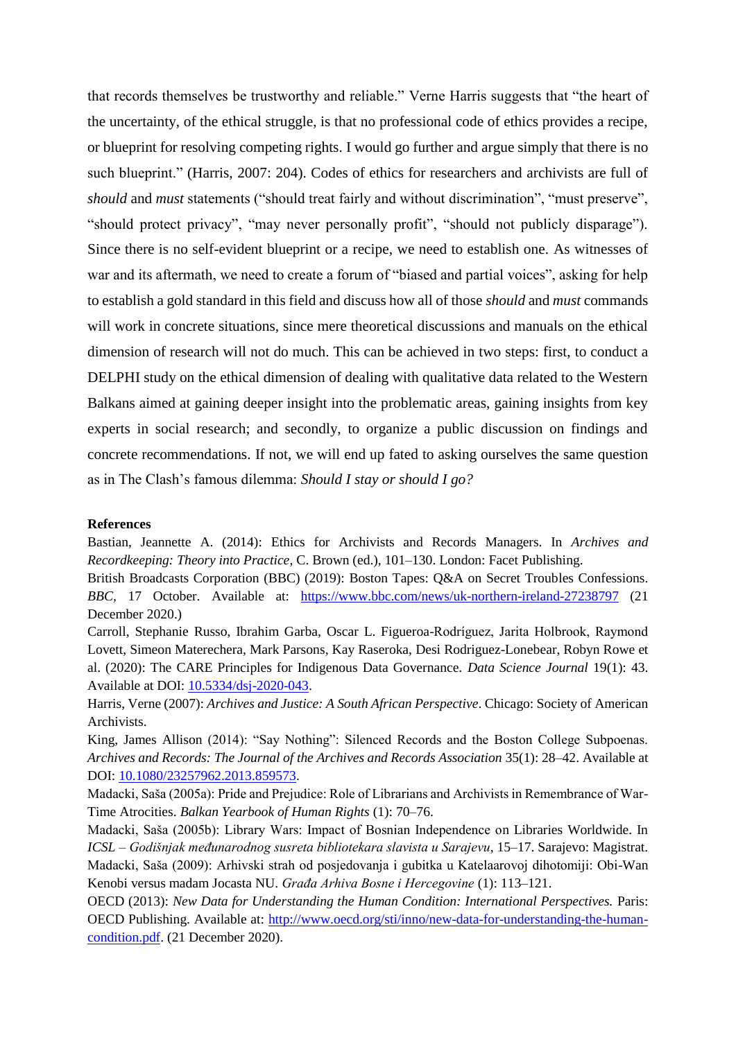that records themselves be trustworthy and reliable." Verne Harris suggests that "the heart of the uncertainty, of the ethical struggle, is that no professional code of ethics provides a recipe, or blueprint for resolving competing rights. I would go further and argue simply that there is no such blueprint." (Harris, 2007: 204). Codes of ethics for researchers and archivists are full of *should* and *must* statements ("should treat fairly and without discrimination", "must preserve", "should protect privacy", "may never personally profit", "should not publicly disparage"). Since there is no self-evident blueprint or a recipe, we need to establish one. As witnesses of war and its aftermath, we need to create a forum of "biased and partial voices", asking for help to establish a gold standard in this field and discuss how all of those *should* and *must* commands will work in concrete situations, since mere theoretical discussions and manuals on the ethical dimension of research will not do much. This can be achieved in two steps: first, to conduct a DELPHI study on the ethical dimension of dealing with qualitative data related to the Western Balkans aimed at gaining deeper insight into the problematic areas, gaining insights from key experts in social research; and secondly, to organize a public discussion on findings and concrete recommendations. If not, we will end up fated to asking ourselves the same question as in The Clash's famous dilemma: *Should I stay or should I go?*

**References**

Bastian, Jeannette A. (2014): Ethics for Archivists and Records Managers. In *Archives and Recordkeeping: Theory into Practice*, C. Brown (ed.), 101–130. London: Facet Publishing.

British Broadcasts Corporation (BBC) (2019): Boston Tapes: Q&A on Secret Troubles Confessions. *BBC*, 17 October. Available at: https://www.bbc.com/news/uk-northern-ireland-27238797 (21 December 2020.)

Carroll, Stephanie Russo, Ibrahim Garba, Oscar L. Figueroa-Rodríguez, Jarita Holbrook, Raymond Lovett, Simeon Materechera, Mark Parsons, Kay Raseroka, Desi Rodriguez-Lonebear, Robyn Rowe et al. (2020): The CARE Principles for Indigenous Data Governance. *Data Science Journal* 19(1): 43. Available at DOI: 10.5334/dsj-2020-043.

Harris, Verne (2007): *Archives and Justice: A South African Perspective*. Chicago: Society of American Archivists.

King, James Allison (2014): "Say Nothing": Silenced Records and the Boston College Subpoenas. *Archives and Records: The Journal of the Archives and Records Association* 35(1): 28–42. Available at DOI: 10.1080/23257962.2013.859573.

Madacki, Saša (2005a): Pride and Prejudice: Role of Librarians and Archivists in Remembrance of War-Time Atrocities. *Balkan Yearbook of Human Rights* (1): 70–76.

Madacki, Saša (2005b): Library Wars: Impact of Bosnian Independence on Libraries Worldwide. In *ICSL – Godišnjak međunarodnog susreta bibliotekara slavista u Sarajevu*, 15–17. Sarajevo: Magistrat.

Madacki, Saša (2009): Arhivski strah od posjedovanja i gubitka u Katelaarovoj dihotomiji: Obi-Wan Kenobi versus madam Jocasta NU. *Građa Arhiva Bosne i Hercegovine* (1): 113–121.

OECD (2013): *New Data for Understanding the Human Condition: International Perspectives.* Paris: OECD Publishing. Available at: http://www.oecd.org/sti/inno/new-data-for-understanding-the-human-condition.pdf. (21 December 2020).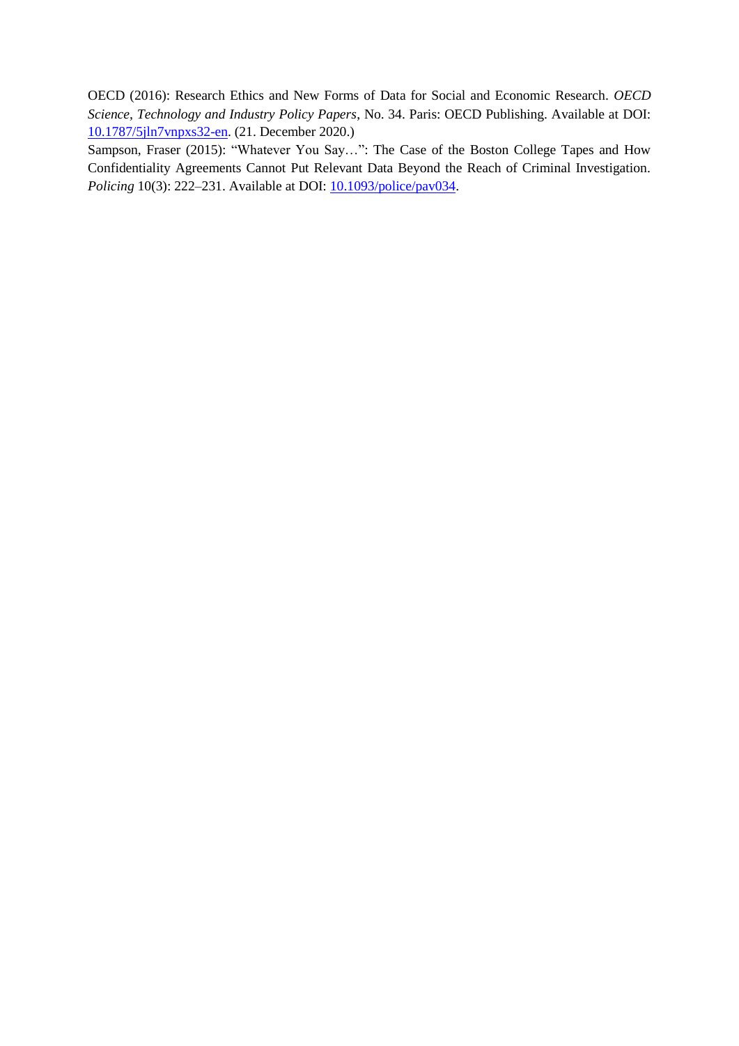OECD (2016): Research Ethics and New Forms of Data for Social and Economic Research. *OECD Science, Technology and Industry Policy Papers*, No. 34. Paris: OECD Publishing. Available at DOI: [10.1787/5jln7vnpxs32-en](https://doi.org/10.1787/5jln7vnpxs32-en). (21. December 2020.)

Sampson, Fraser (2015): "Whatever You Say…": The Case of the Boston College Tapes and How Confidentiality Agreements Cannot Put Relevant Data Beyond the Reach of Criminal Investigation. *Policing* 10(3): 222–231. Available at DOI: [10.1093/police/pav034](https://doi.org/10.1093/police/pav034).